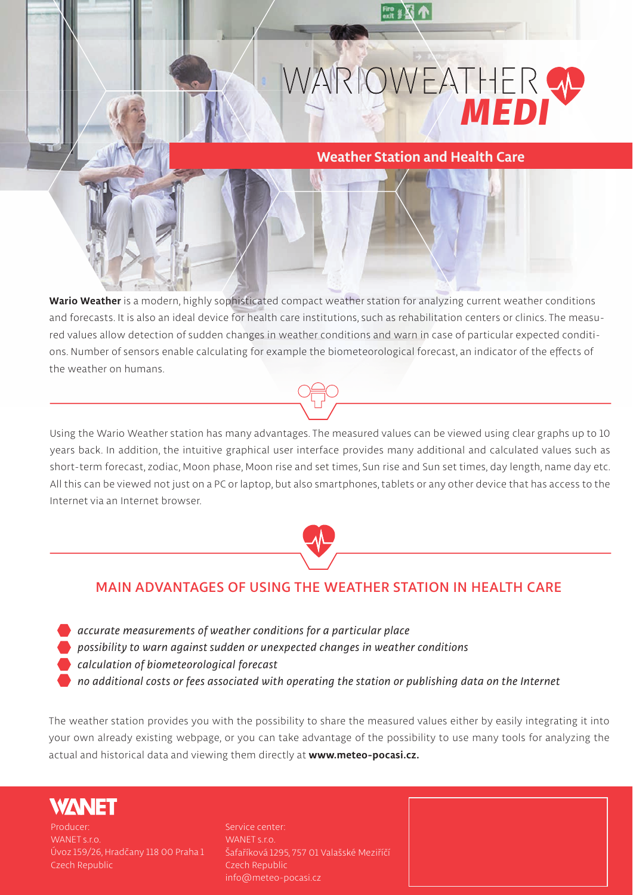# WARIOWEATHER MEDI

## Weather Station and Health Care

**Wario Weather** is a modern, highly sophisticated compact weather station for analyzing current weather conditions and forecasts. It is also an ideal device for health care institutions, such as rehabilitation centers or clinics. The measured values allow detection of sudden changes in weather conditions and warn in case of particular expected conditions. Number of sensors enable calculating for example the biometeorological forecast, an indicator of the effects of the weather on humans.

Using the Wario Weather station has many advantages. The measured values can be viewed using clear graphs up to 10 years back. In addition, the intuitive graphical user interface provides many additional and calculated values such as short-term forecast, zodiac, Moon phase, Moon rise and set times, Sun rise and Sun set times, day length, name day etc. All this can be viewed not just on a PC or laptop, but also smartphones, tablets or any other device that has access to the Internet via an Internet browser.

## MAIN ADVANTAGES OF USING THE WEATHER STATION IN HEALTH CARE

- *accurate measurements of weather conditions for a particular place*
- *possibility to warn against sudden or unexpected changes in weather conditions*
- *calculation of biometeorological forecast*
- *no additional costs or fees associated with operating the station or publishing data on the Internet*

The weather station provides you with the possibility to share the measured values either by easily integrating it into your own already existing webpage, or you can take advantage of the possibility to use many tools for analyzing the actual and historical data and viewing them directly at **www.meteo-pocasi.cz.**

**WANET**

Producer:
WANET s.r.o.
Úvoz 159/26, Hradčany 118 00 Praha 1
Czech Republic

Service center:
WANET s.r.o.
Šafaříková 1295, 757 01 Valašské Meziříčí
Czech Republic
info@meteo-pocasi.cz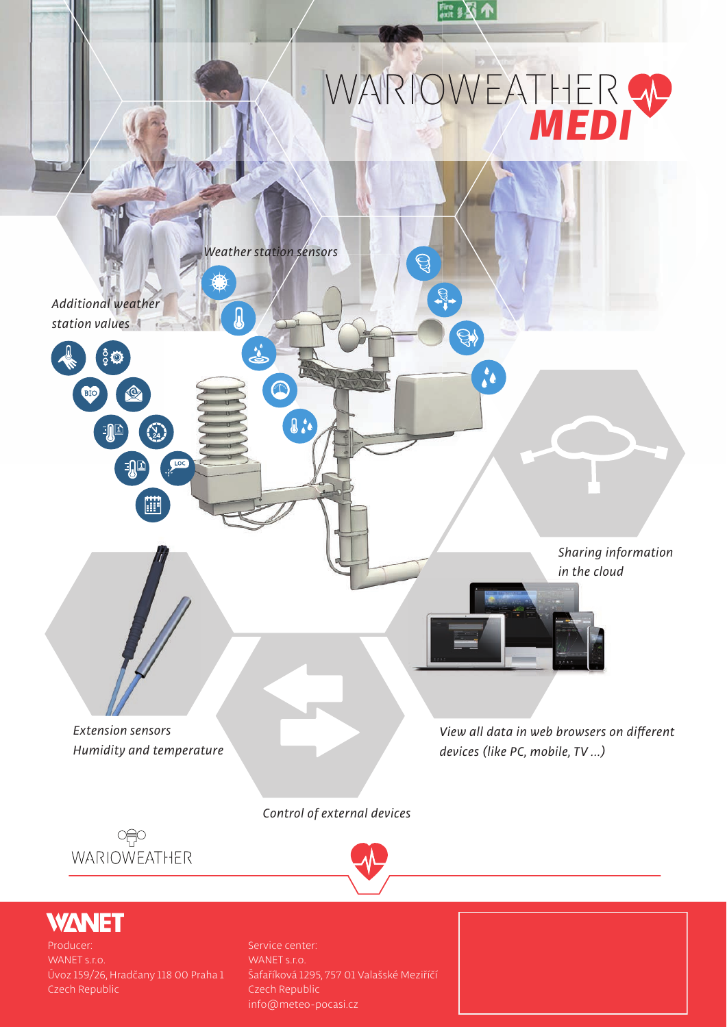# WARIOWEATHER *MEDI*

*Weather station sensors*

*Additional weather station values*

*Sharing information in the cloud*

*Extension sensors*
*Humidity and temperature*

*View all data in web browsers on different devices (like PC, mobile, TV ...)*

*Control of external devices*

WARIOWEATHER

**WANET**

Producer:
WANET s.r.o.
Úvoz 159/26, Hradčany 118 00 Praha 1
Czech Republic

Service center:
WANET s.r.o.
Šafaříková 1295, 757 01 Valašské Meziříčí
Czech Republic
info@meteo-pocasi.cz